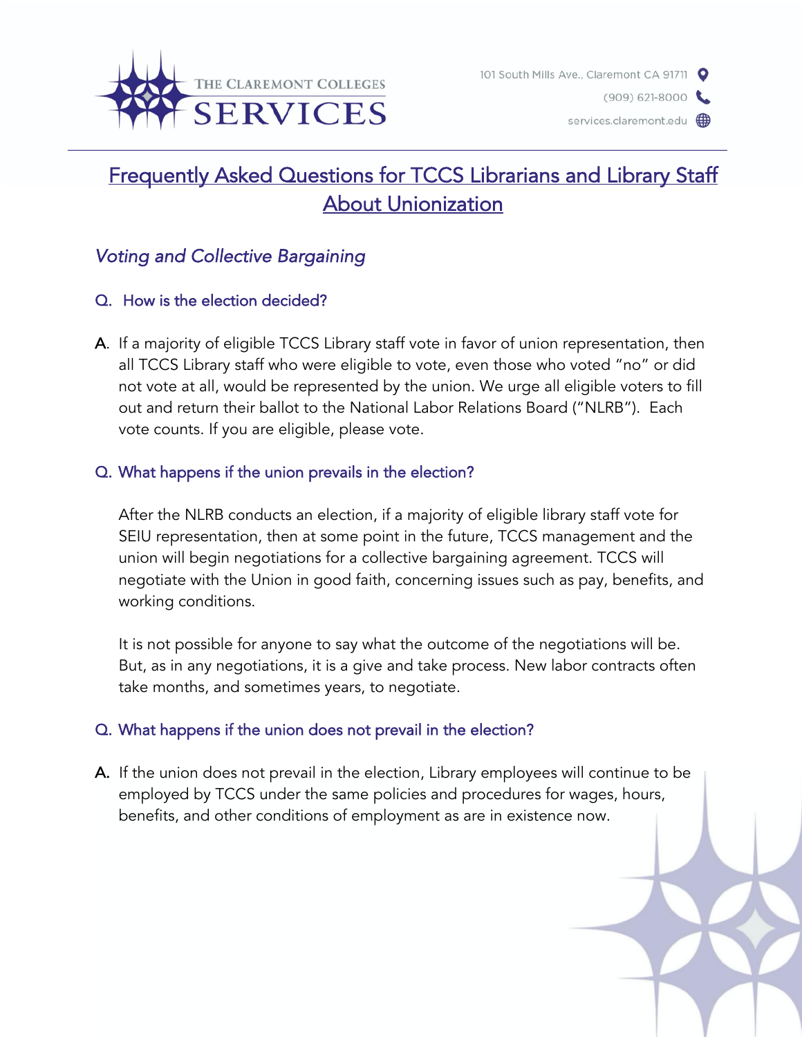THE CLAREMONT COLLEGES
SERVICES

101 South Mills Ave., Claremont CA 91711
(909) 621-8000
services.claremont.edu

# Frequently Asked Questions for TCCS Librarians and Library Staff About Unionization

## *Voting and Collective Bargaining*

### Q. How is the election decided?

**A.** If a majority of eligible TCCS Library staff vote in favor of union representation, then all TCCS Library staff who were eligible to vote, even those who voted "no" or did not vote at all, would be represented by the union. We urge all eligible voters to fill out and return their ballot to the National Labor Relations Board ("NLRB"). Each vote counts. If you are eligible, please vote.

### Q. What happens if the union prevails in the election?

After the NLRB conducts an election, if a majority of eligible library staff vote for SEIU representation, then at some point in the future, TCCS management and the union will begin negotiations for a collective bargaining agreement. TCCS will negotiate with the Union in good faith, concerning issues such as pay, benefits, and working conditions.

It is not possible for anyone to say what the outcome of the negotiations will be. But, as in any negotiations, it is a give and take process. New labor contracts often take months, and sometimes years, to negotiate.

### Q. What happens if the union does not prevail in the election?

**A.** If the union does not prevail in the election, Library employees will continue to be employed by TCCS under the same policies and procedures for wages, hours, benefits, and other conditions of employment as are in existence now.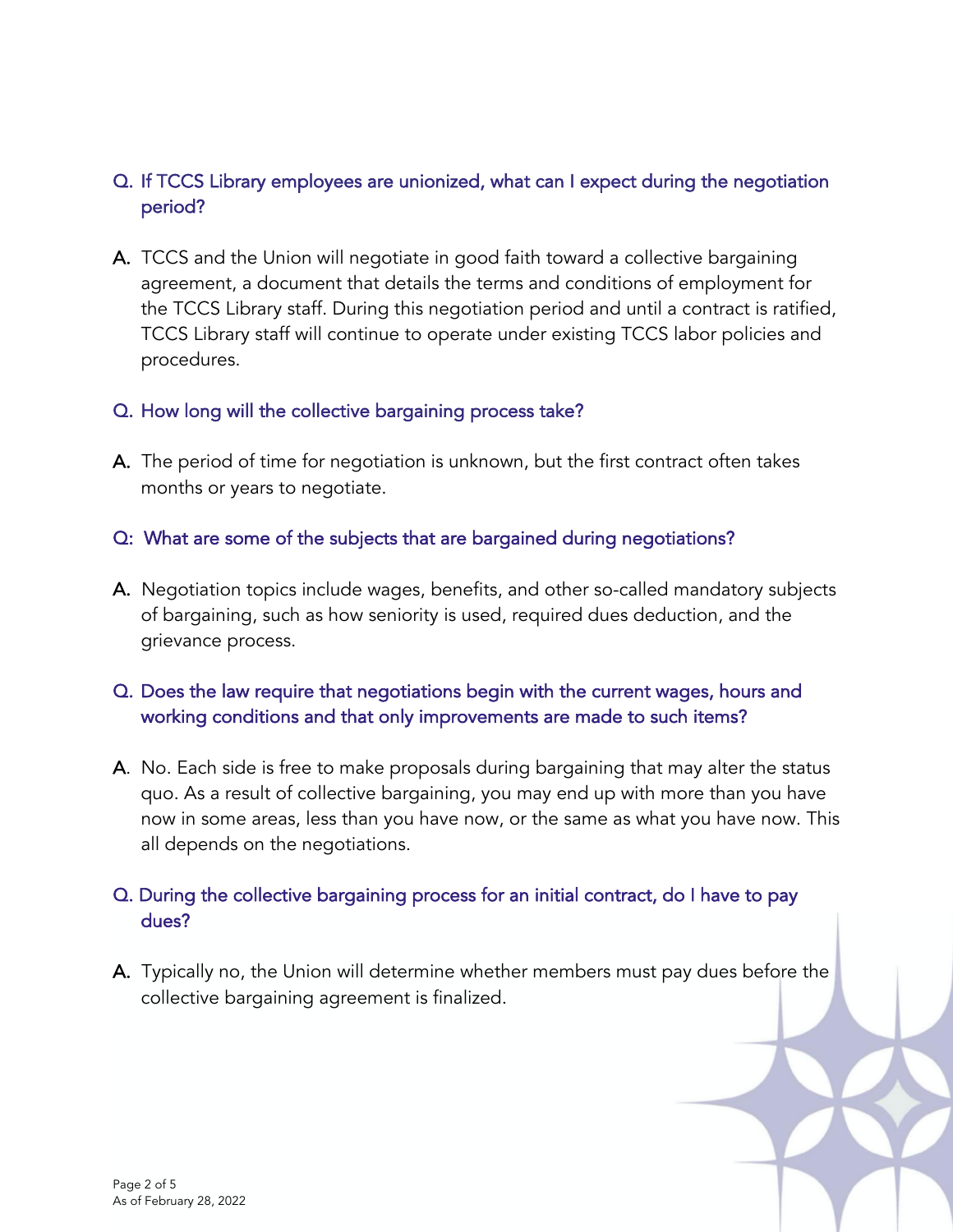**Q. If TCCS Library employees are unionized, what can I expect during the negotiation period?**

**A.** TCCS and the Union will negotiate in good faith toward a collective bargaining agreement, a document that details the terms and conditions of employment for the TCCS Library staff. During this negotiation period and until a contract is ratified, TCCS Library staff will continue to operate under existing TCCS labor policies and procedures.

**Q. How long will the collective bargaining process take?**

**A.** The period of time for negotiation is unknown, but the first contract often takes months or years to negotiate.

**Q: What are some of the subjects that are bargained during negotiations?**

**A.** Negotiation topics include wages, benefits, and other so-called mandatory subjects of bargaining, such as how seniority is used, required dues deduction, and the grievance process.

**Q. Does the law require that negotiations begin with the current wages, hours and working conditions and that only improvements are made to such items?**

**A.** No. Each side is free to make proposals during bargaining that may alter the status quo. As a result of collective bargaining, you may end up with more than you have now in some areas, less than you have now, or the same as what you have now. This all depends on the negotiations.

**Q. During the collective bargaining process for an initial contract, do I have to pay dues?**

**A.** Typically no, the Union will determine whether members must pay dues before the collective bargaining agreement is finalized.

As of February 28, 2022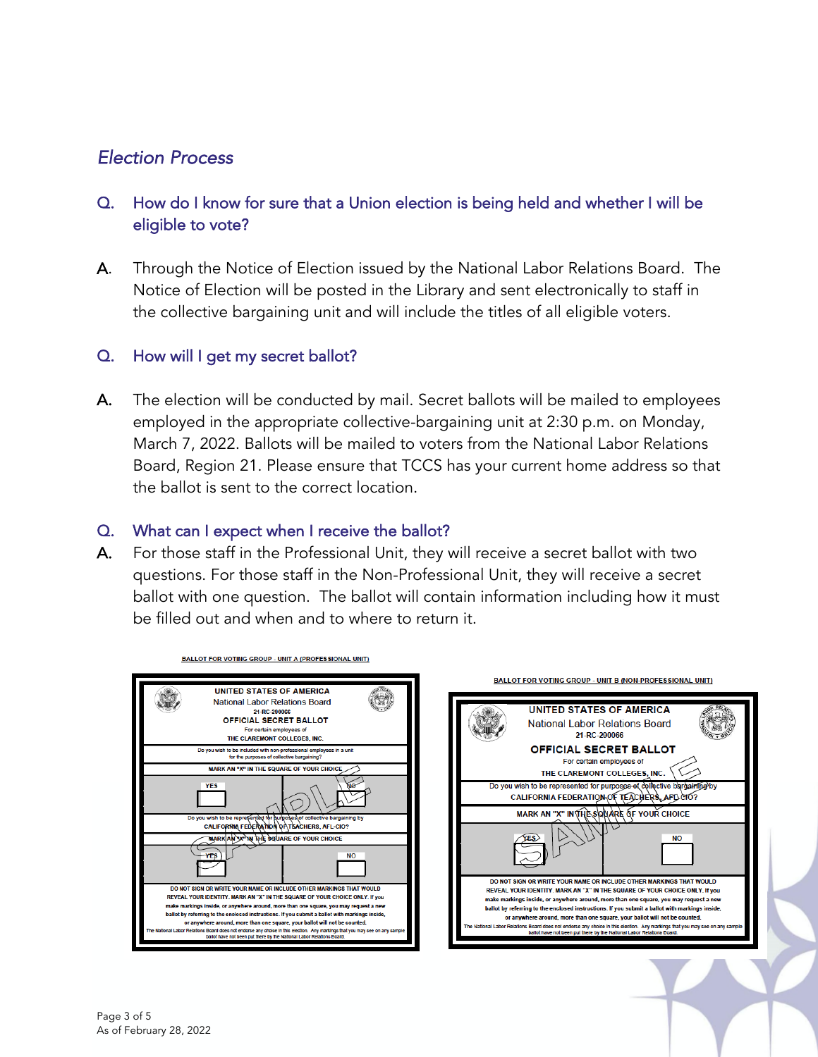## *Election Process*

### Q. How do I know for sure that a Union election is being held and whether I will be eligible to vote?

**A.** Through the Notice of Election issued by the National Labor Relations Board. The Notice of Election will be posted in the Library and sent electronically to staff in the collective bargaining unit and will include the titles of all eligible voters.

### Q. How will I get my secret ballot?

**A.** The election will be conducted by mail. Secret ballots will be mailed to employees employed in the appropriate collective-bargaining unit at 2:30 p.m. on Monday, March 7, 2022. Ballots will be mailed to voters from the National Labor Relations Board, Region 21. Please ensure that TCCS has your current home address so that the ballot is sent to the correct location.

### Q. What can I expect when I receive the ballot?

**A.** For those staff in the Professional Unit, they will receive a secret ballot with two questions. For those staff in the Non-Professional Unit, they will receive a secret ballot with one question. The ballot will contain information including how it must be filled out and when and to where to return it.

**BALLOT FOR VOTING GROUP - UNIT A (PROFESSIONAL UNIT)**

UNITED STATES OF AMERICA
National Labor Relations Board
21-RC-290066
OFFICIAL SECRET BALLOT
For certain employees of
THE CLAREMONT COLLEGES, INC.

Do you wish to be included with non-professional employees in a unit for the purposes of collective bargaining?

MARK AN "X" IN THE SQUARE OF YOUR CHOICE

YES | NO

Do you wish to be represented for purposes of collective bargaining by CALIFORNIA FEDERATION OF TEACHERS, AFL-CIO?

MARK AN "X" IN THE SQUARE OF YOUR CHOICE

YES | NO

DO NOT SIGN OR WRITE YOUR NAME OR INCLUDE OTHER MARKINGS THAT WOULD REVEAL YOUR IDENTITY. MARK AN "X" IN THE SQUARE OF YOUR CHOICE ONLY. If you make markings inside, or anywhere around, more than one square, you may request a new ballot by referring to the enclosed instructions. If you submit a ballot with markings inside, or anywhere around, more than one square, your ballot will not be counted.

The National Labor Relations Board does not endorse any choice in this election. Any markings that you may see on any sample ballot have not been put there by the National Labor Relations Board.

SAMPLE

**BALLOT FOR VOTING GROUP - UNIT B (NON-PROFESSIONAL UNIT)**

UNITED STATES OF AMERICA
National Labor Relations Board
21-RC-290066
OFFICIAL SECRET BALLOT
For certain employees of
THE CLAREMONT COLLEGES, INC.

Do you wish to be represented for purposes of collective bargaining by CALIFORNIA FEDERATION OF TEACHERS, AFL-CIO?

MARK AN "X" IN THE SQUARE OF YOUR CHOICE

YES | NO

DO NOT SIGN OR WRITE YOUR NAME OR INCLUDE OTHER MARKINGS THAT WOULD REVEAL YOUR IDENTITY. MARK AN "X" IN THE SQUARE OF YOUR CHOICE ONLY. If you make markings inside, or anywhere around, more than one square, you may request a new ballot by referring to the enclosed instructions. If you submit a ballot with markings inside, or anywhere around, more than one square, your ballot will not be counted.

The National Labor Relations Board does not endorse any choice in this election. Any markings that you may see on any sample ballot have not been put there by the National Labor Relations Board.

SAMPLE

As of February 28, 2022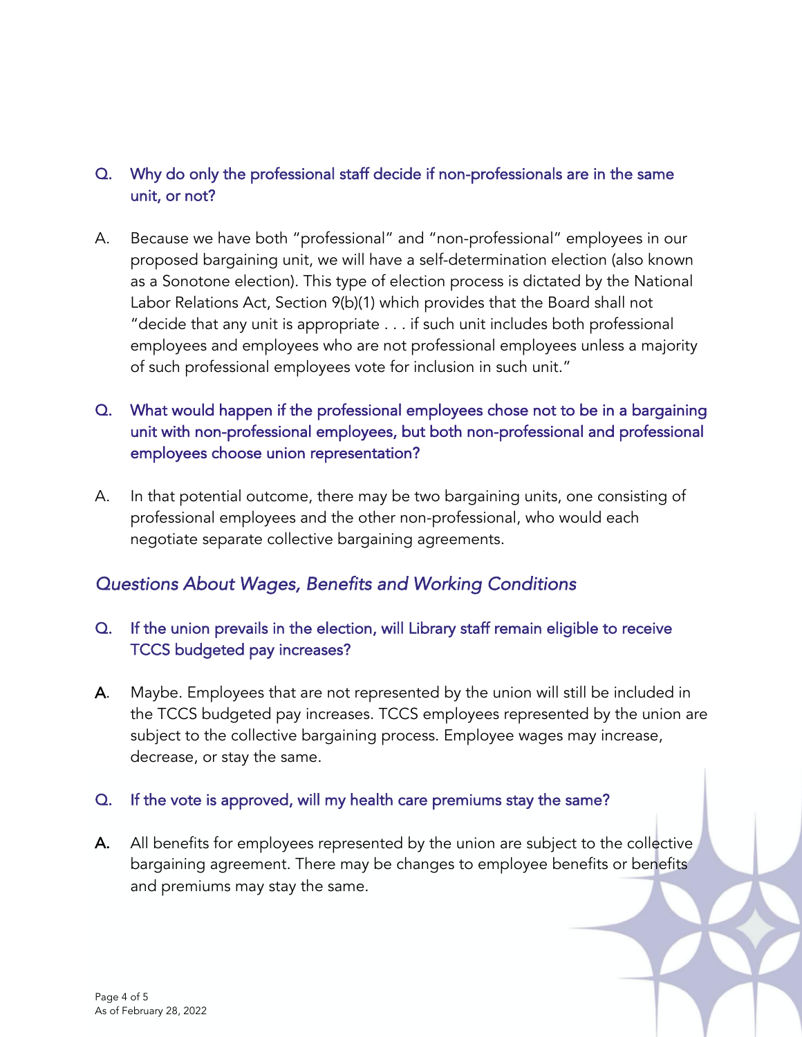**Q. Why do only the professional staff decide if non-professionals are in the same unit, or not?**

A. Because we have both "professional" and "non-professional" employees in our proposed bargaining unit, we will have a self-determination election (also known as a Sonotone election). This type of election process is dictated by the National Labor Relations Act, Section 9(b)(1) which provides that the Board shall not "decide that any unit is appropriate . . . if such unit includes both professional employees and employees who are not professional employees unless a majority of such professional employees vote for inclusion in such unit."

**Q. What would happen if the professional employees chose not to be in a bargaining unit with non-professional employees, but both non-professional and professional employees choose union representation?**

A. In that potential outcome, there may be two bargaining units, one consisting of professional employees and the other non-professional, who would each negotiate separate collective bargaining agreements.

## *Questions About Wages, Benefits and Working Conditions*

**Q. If the union prevails in the election, will Library staff remain eligible to receive TCCS budgeted pay increases?**

**A.** Maybe. Employees that are not represented by the union will still be included in the TCCS budgeted pay increases. TCCS employees represented by the union are subject to the collective bargaining process. Employee wages may increase, decrease, or stay the same.

**Q. If the vote is approved, will my health care premiums stay the same?**

**A.** All benefits for employees represented by the union are subject to the collective bargaining agreement. There may be changes to employee benefits or benefits and premiums may stay the same.

As of February 28, 2022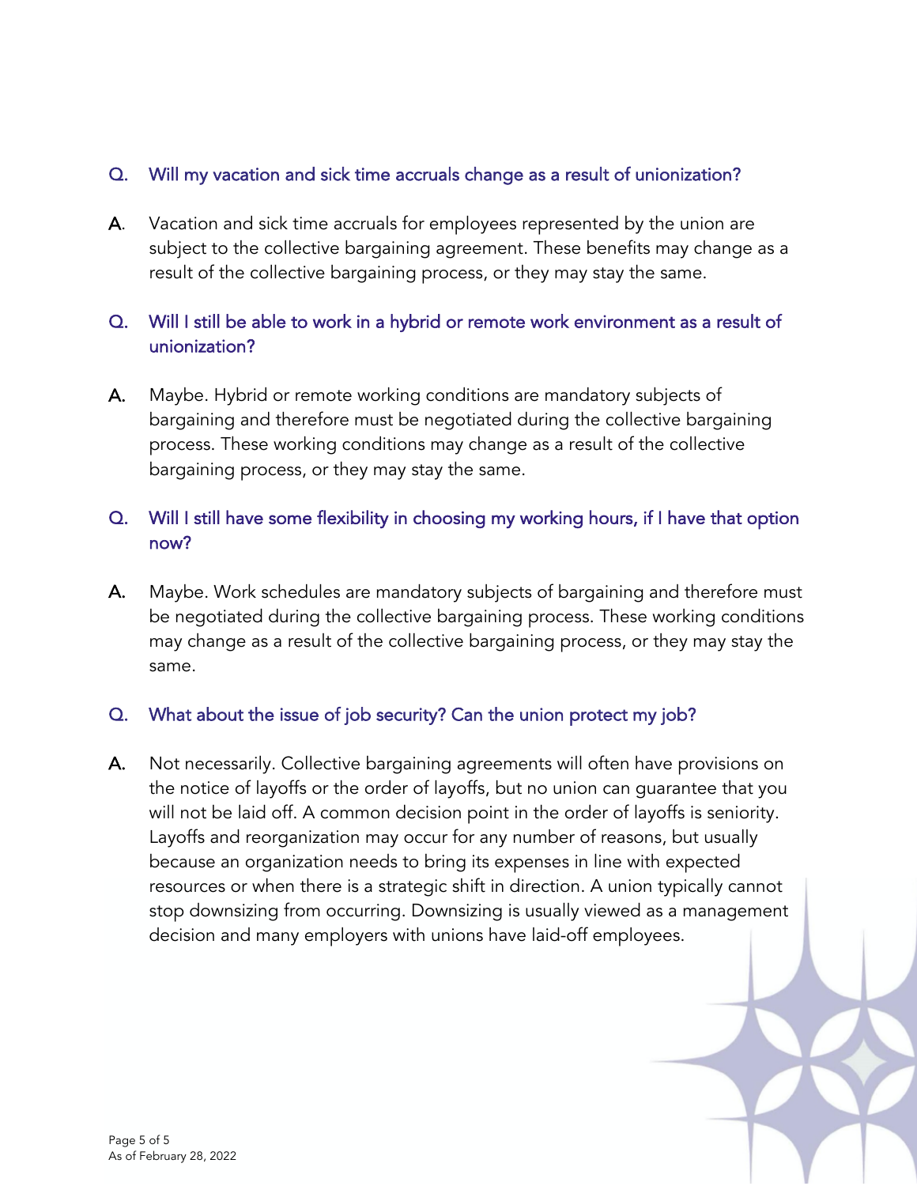**Q. Will my vacation and sick time accruals change as a result of unionization?**

**A.** Vacation and sick time accruals for employees represented by the union are subject to the collective bargaining agreement. These benefits may change as a result of the collective bargaining process, or they may stay the same.

**Q. Will I still be able to work in a hybrid or remote work environment as a result of unionization?**

**A.** Maybe. Hybrid or remote working conditions are mandatory subjects of bargaining and therefore must be negotiated during the collective bargaining process. These working conditions may change as a result of the collective bargaining process, or they may stay the same.

**Q. Will I still have some flexibility in choosing my working hours, if I have that option now?**

**A.** Maybe. Work schedules are mandatory subjects of bargaining and therefore must be negotiated during the collective bargaining process. These working conditions may change as a result of the collective bargaining process, or they may stay the same.

**Q. What about the issue of job security? Can the union protect my job?**

**A.** Not necessarily. Collective bargaining agreements will often have provisions on the notice of layoffs or the order of layoffs, but no union can guarantee that you will not be laid off. A common decision point in the order of layoffs is seniority. Layoffs and reorganization may occur for any number of reasons, but usually because an organization needs to bring its expenses in line with expected resources or when there is a strategic shift in direction. A union typically cannot stop downsizing from occurring. Downsizing is usually viewed as a management decision and many employers with unions have laid-off employees.

As of February 28, 2022